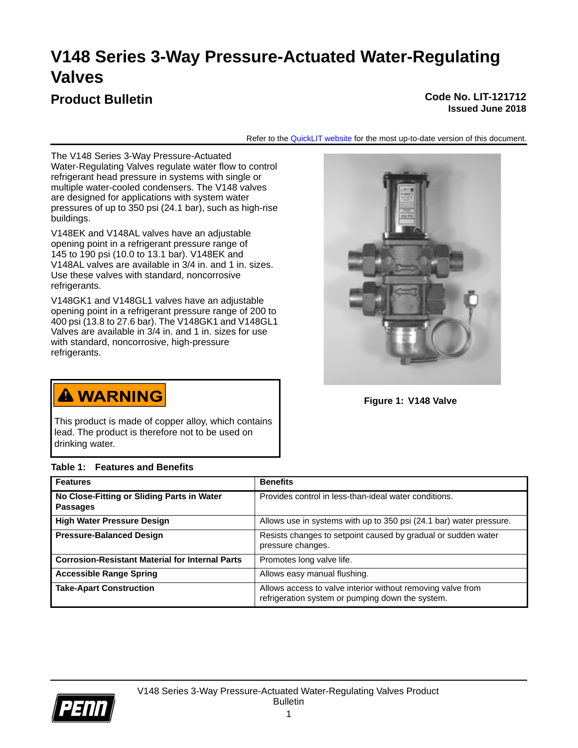# V148 Series 3-Way Pressure-Actuated Water-Regulating Valves

## Product Bulletin

**Code No. LIT-121712**
**Issued June 2018**

Refer to the QuickLIT website for the most up-to-date version of this document.

The V148 Series 3-Way Pressure-Actuated Water-Regulating Valves regulate water flow to control refrigerant head pressure in systems with single or multiple water-cooled condensers. The V148 valves are designed for applications with system water pressures of up to 350 psi (24.1 bar), such as high-rise buildings.

V148EK and V148AL valves have an adjustable opening point in a refrigerant pressure range of 145 to 190 psi (10.0 to 13.1 bar). V148EK and V148AL valves are available in 3/4 in. and 1 in. sizes. Use these valves with standard, noncorrosive refrigerants.

V148GK1 and V148GL1 valves have an adjustable opening point in a refrigerant pressure range of 200 to 400 psi (13.8 to 27.6 bar). The V148GK1 and V148GL1 Valves are available in 3/4 in. and 1 in. sizes for use with standard, noncorrosive, high-pressure refrigerants.

**Figure 1: V148 Valve**

> **⚠ WARNING**
>
> This product is made of copper alloy, which contains lead. The product is therefore not to be used on drinking water.

**Table 1: Features and Benefits**

| Features | Benefits |
|---|---|
| **No Close-Fitting or Sliding Parts in Water Passages** | Provides control in less-than-ideal water conditions. |
| **High Water Pressure Design** | Allows use in systems with up to 350 psi (24.1 bar) water pressure. |
| **Pressure-Balanced Design** | Resists changes to setpoint caused by gradual or sudden water pressure changes. |
| **Corrosion-Resistant Material for Internal Parts** | Promotes long valve life. |
| **Accessible Range Spring** | Allows easy manual flushing. |
| **Take-Apart Construction** | Allows access to valve interior without removing valve from refrigeration system or pumping down the system. |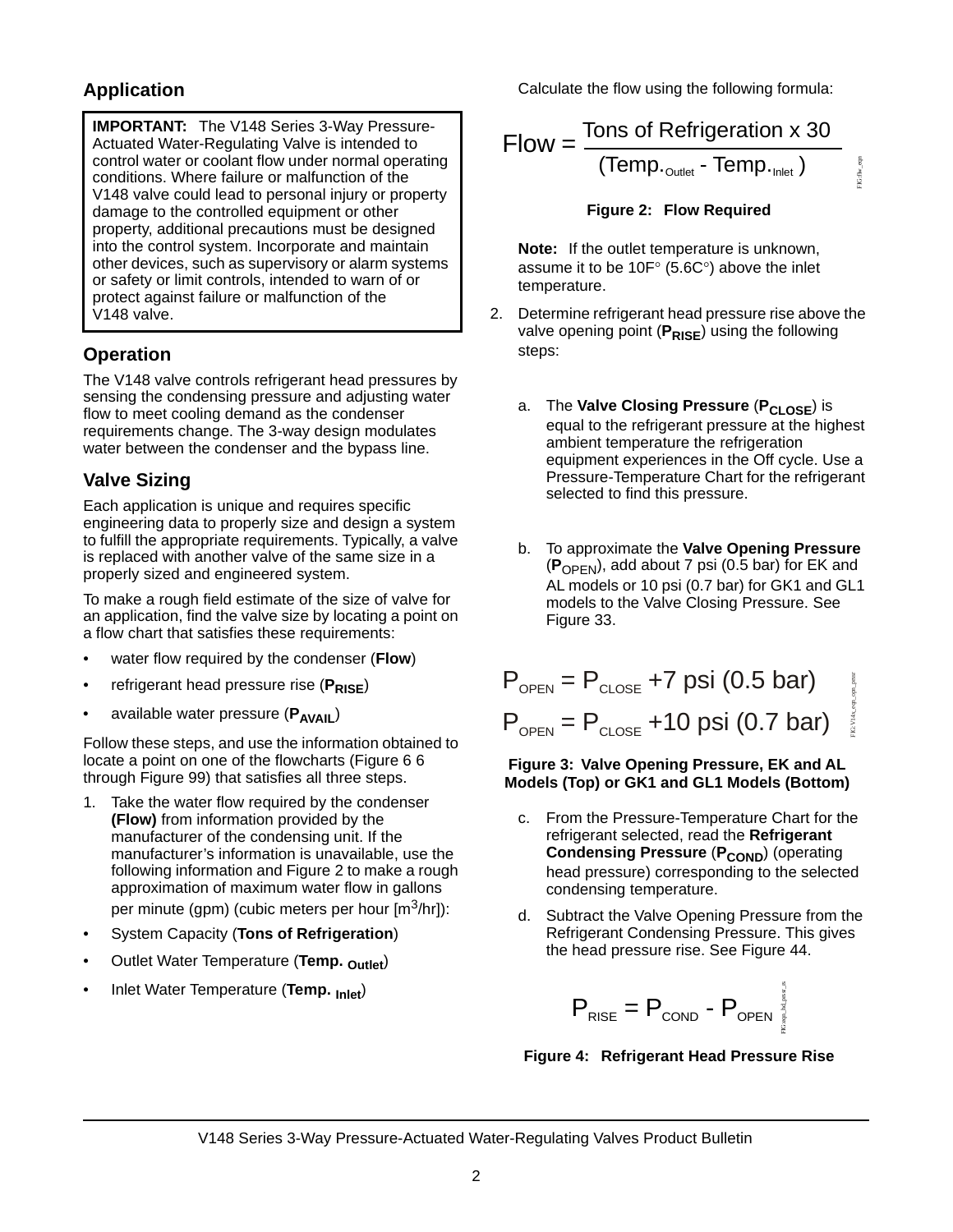## Application

> **IMPORTANT:** The V148 Series 3-Way Pressure-Actuated Water-Regulating Valve is intended to control water or coolant flow under normal operating conditions. Where failure or malfunction of the V148 valve could lead to personal injury or property damage to the controlled equipment or other property, additional precautions must be designed into the control system. Incorporate and maintain other devices, such as supervisory or alarm systems or safety or limit controls, intended to warn of or protect against failure or malfunction of the V148 valve.

## Operation

The V148 valve controls refrigerant head pressures by sensing the condensing pressure and adjusting water flow to meet cooling demand as the condenser requirements change. The 3-way design modulates water between the condenser and the bypass line.

## Valve Sizing

Each application is unique and requires specific engineering data to properly size and design a system to fulfill the appropriate requirements. Typically, a valve is replaced with another valve of the same size in a properly sized and engineered system.

To make a rough field estimate of the size of valve for an application, find the valve size by locating a point on a flow chart that satisfies these requirements:

- water flow required by the condenser (**Flow**)
- refrigerant head pressure rise (**$P_{RISE}$**)
- available water pressure (**$P_{AVAIL}$**)

Follow these steps, and use the information obtained to locate a point on one of the flowcharts (Figure 6 6 through Figure 99) that satisfies all three steps.

1. Take the water flow required by the condenser **(Flow)** from information provided by the manufacturer of the condensing unit. If the manufacturer's information is unavailable, use the following information and Figure 2 to make a rough approximation of maximum water flow in gallons per minute (gpm) (cubic meters per hour [$m^3$/hr]):

- System Capacity (**Tons of Refrigeration**)
- Outlet Water Temperature (**$\text{Temp.}_{\text{Outlet}}$**)
- Inlet Water Temperature (**$\text{Temp.}_{\text{Inlet}}$**)

Calculate the flow using the following formula:

$$\text{Flow} = \frac{\text{Tons of Refrigeration} \times 30}{(\text{Temp.}_{\text{Outlet}} - \text{Temp.}_{\text{Inlet}})}$$

**Figure 2: Flow Required**

**Note:** If the outlet temperature is unknown, assume it to be 10F° (5.6C°) above the inlet temperature.

2. Determine refrigerant head pressure rise above the valve opening point (**$P_{RISE}$**) using the following steps:

   a. The **Valve Closing Pressure** (**$P_{CLOSE}$**) is equal to the refrigerant pressure at the highest ambient temperature the refrigeration equipment experiences in the Off cycle. Use a Pressure-Temperature Chart for the refrigerant selected to find this pressure.

   b. To approximate the **Valve Opening Pressure** (**$P_{OPEN}$**), add about 7 psi (0.5 bar) for EK and AL models or 10 psi (0.7 bar) for GK1 and GL1 models to the Valve Closing Pressure. See Figure 33.

$$P_{OPEN} = P_{CLOSE} + 7 \text{ psi } (0.5 \text{ bar})$$

$$P_{OPEN} = P_{CLOSE} + 10 \text{ psi } (0.7 \text{ bar})$$

**Figure 3: Valve Opening Pressure, EK and AL Models (Top) or GK1 and GL1 Models (Bottom)**

   c. From the Pressure-Temperature Chart for the refrigerant selected, read the **Refrigerant Condensing Pressure** (**$P_{COND}$**) (operating head pressure) corresponding to the selected condensing temperature.

   d. Subtract the Valve Opening Pressure from the Refrigerant Condensing Pressure. This gives the head pressure rise. See Figure 44.

$$P_{RISE} = P_{COND} - P_{OPEN}$$

**Figure 4: Refrigerant Head Pressure Rise**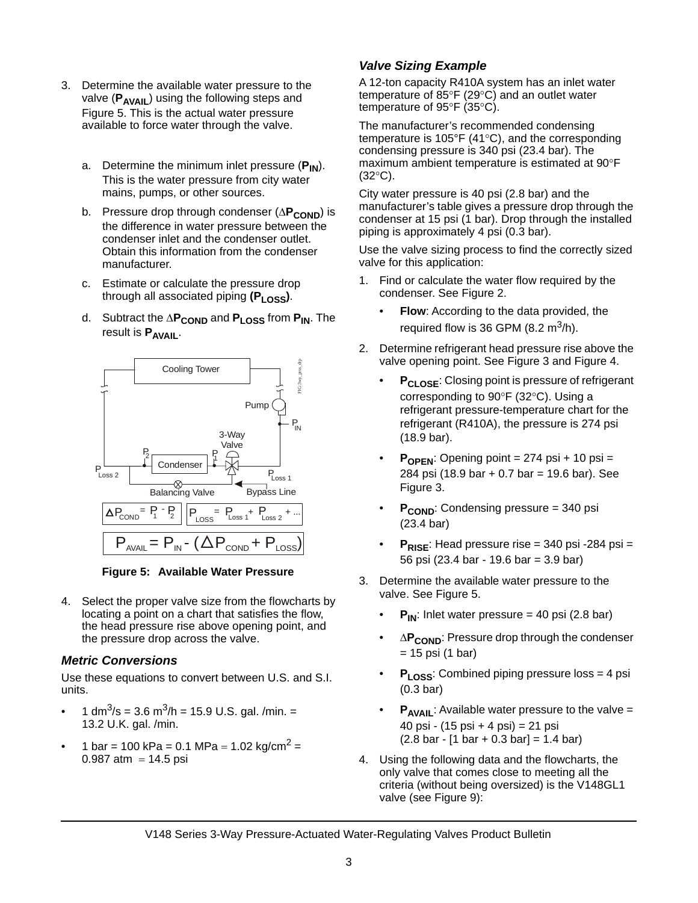3. Determine the available water pressure to the valve ($P_{AVAIL}$) using the following steps and Figure 5. This is the actual water pressure available to force water through the valve.

   a. Determine the minimum inlet pressure ($P_{IN}$). This is the water pressure from city water mains, pumps, or other sources.

   b. Pressure drop through condenser ($\Delta P_{COND}$) is the difference in water pressure between the condenser inlet and the condenser outlet. Obtain this information from the condenser manufacturer.

   c. Estimate or calculate the pressure drop through all associated piping **($P_{LOSS}$)**.

   d. Subtract the $\Delta P_{COND}$ and $P_{LOSS}$ from $P_{IN}$. The result is $P_{AVAIL}$.

$\Delta P_{COND} = P_1 - P_2$

$P_{LOSS} = P_{Loss\ 1} + P_{Loss\ 2} + ...$

$$P_{AVAIL} = P_{IN} - (\Delta P_{COND} + P_{LOSS})$$

**Figure 5: Available Water Pressure**

4. Select the proper valve size from the flowcharts by locating a point on a chart that satisfies the flow, the head pressure rise above opening point, and the pressure drop across the valve.

### *Metric Conversions*

Use these equations to convert between U.S. and S.I. units.

- 1 $dm^3/s$ = 3.6 $m^3/h$ = 15.9 U.S. gal. /min. = 13.2 U.K. gal. /min.
- 1 bar = 100 kPa = 0.1 MPa = 1.02 $kg/cm^2$ = 0.987 atm = 14.5 psi

### *Valve Sizing Example*

A 12-ton capacity R410A system has an inlet water temperature of 85°F (29°C) and an outlet water temperature of 95°F (35°C).

The manufacturer's recommended condensing temperature is 105°F (41°C), and the corresponding condensing pressure is 340 psi (23.4 bar). The maximum ambient temperature is estimated at 90°F (32°C).

City water pressure is 40 psi (2.8 bar) and the manufacturer's table gives a pressure drop through the condenser at 15 psi (1 bar). Drop through the installed piping is approximately 4 psi (0.3 bar).

Use the valve sizing process to find the correctly sized valve for this application:

1. Find or calculate the water flow required by the condenser. See Figure 2.
   - **Flow**: According to the data provided, the required flow is 36 GPM (8.2 $m^3/h$).
2. Determine refrigerant head pressure rise above the valve opening point. See Figure 3 and Figure 4.
   - $P_{CLOSE}$: Closing point is pressure of refrigerant corresponding to 90°F (32°C). Using a refrigerant pressure-temperature chart for the refrigerant (R410A), the pressure is 274 psi (18.9 bar).
   - $P_{OPEN}$: Opening point = 274 psi + 10 psi = 284 psi (18.9 bar + 0.7 bar = 19.6 bar). See Figure 3.
   - $P_{COND}$: Condensing pressure = 340 psi (23.4 bar)
   - $P_{RISE}$: Head pressure rise = 340 psi -284 psi = 56 psi (23.4 bar - 19.6 bar = 3.9 bar)
3. Determine the available water pressure to the valve. See Figure 5.
   - $P_{IN}$: Inlet water pressure = 40 psi (2.8 bar)
   - $\Delta P_{COND}$: Pressure drop through the condenser = 15 psi (1 bar)
   - $P_{LOSS}$: Combined piping pressure loss = 4 psi (0.3 bar)
   - $P_{AVAIL}$: Available water pressure to the valve = 40 psi - (15 psi + 4 psi) = 21 psi (2.8 bar - [1 bar + 0.3 bar] = 1.4 bar)
4. Using the following data and the flowcharts, the only valve that comes close to meeting all the criteria (without being oversized) is the V148GL1 valve (see Figure 9):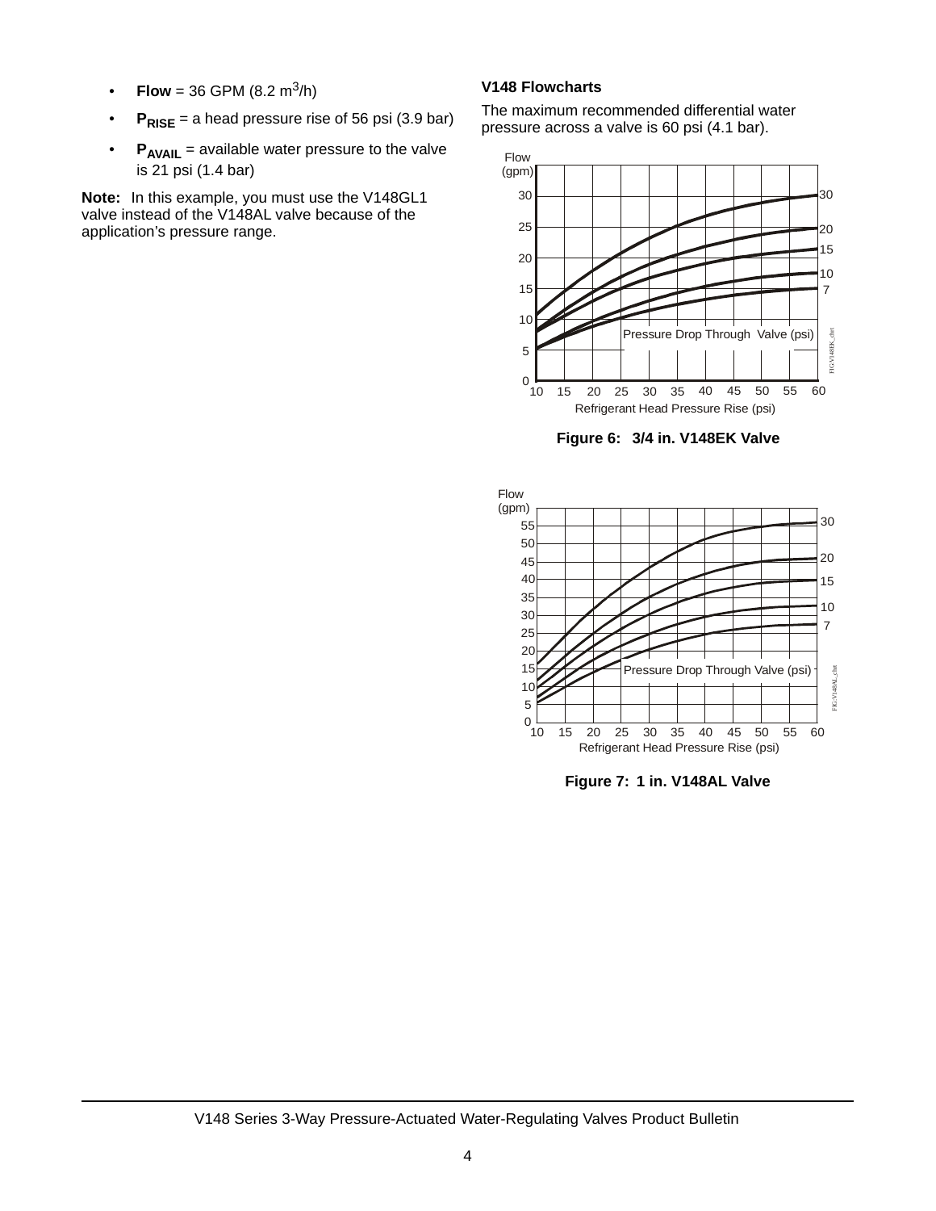- **Flow** = 36 GPM (8.2 $m^3$/h)
- $\mathbf{P_{RISE}}$ = a head pressure rise of 56 psi (3.9 bar)
- $\mathbf{P_{AVAIL}}$ = available water pressure to the valve is 21 psi (1.4 bar)

**Note:** In this example, you must use the V148GL1 valve instead of the V148AL valve because of the application's pressure range.

### V148 Flowcharts

The maximum recommended differential water pressure across a valve is 60 psi (4.1 bar).

**Figure 6: 3/4 in. V148EK Valve**

**Figure 7: 1 in. V148AL Valve**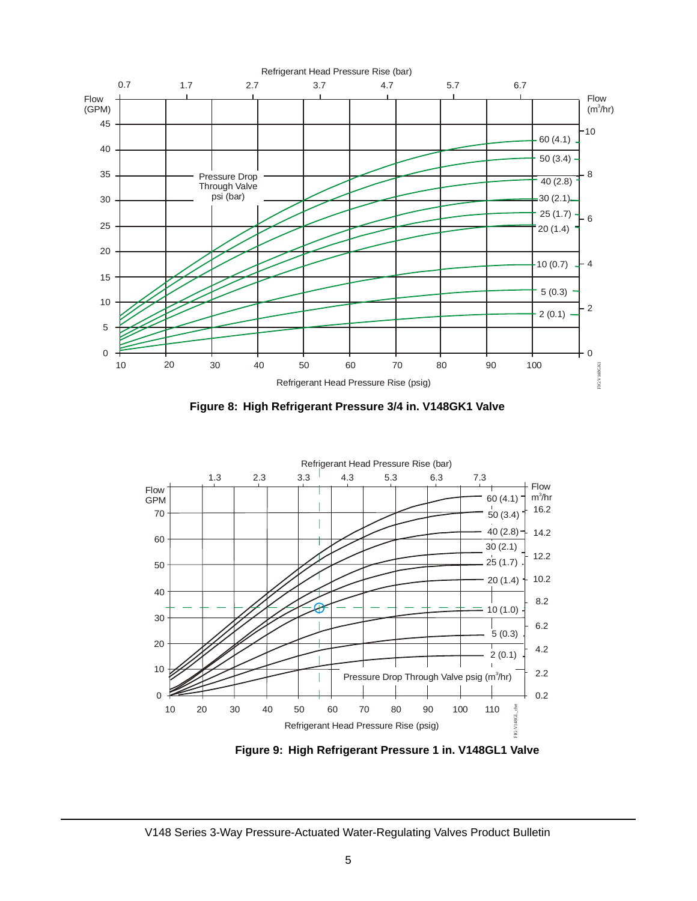Figure 8: High Refrigerant Pressure 3/4 in. V148GK1 Valve

Figure 9: High Refrigerant Pressure 1 in. V148GL1 Valve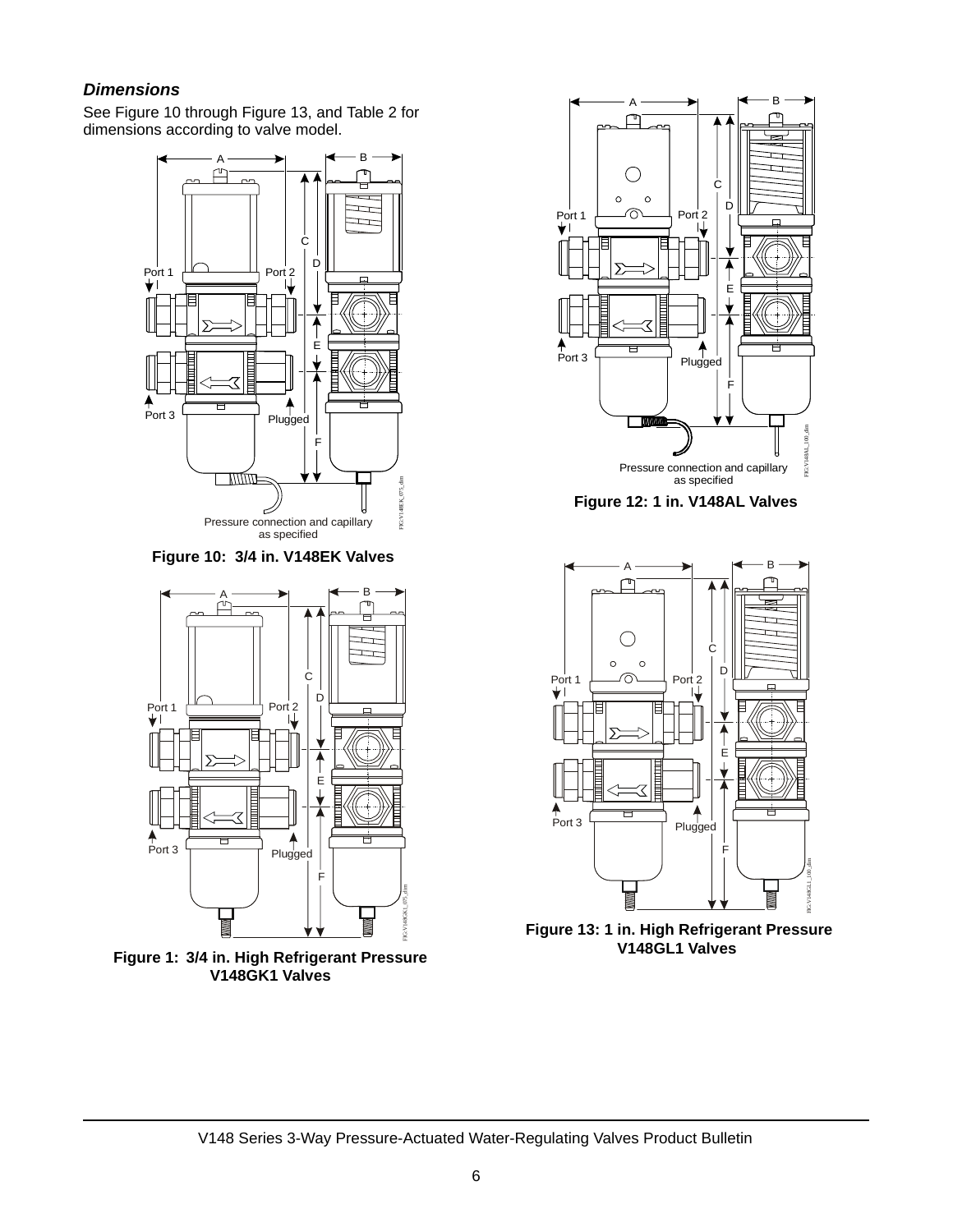### *Dimensions*

See Figure 10 through Figure 13, and Table 2 for dimensions according to valve model.

**Figure 10: 3/4 in. V148EK Valves**

**Figure 1: 3/4 in. High Refrigerant Pressure V148GK1 Valves**

**Figure 12: 1 in. V148AL Valves**

**Figure 13: 1 in. High Refrigerant Pressure V148GL1 Valves**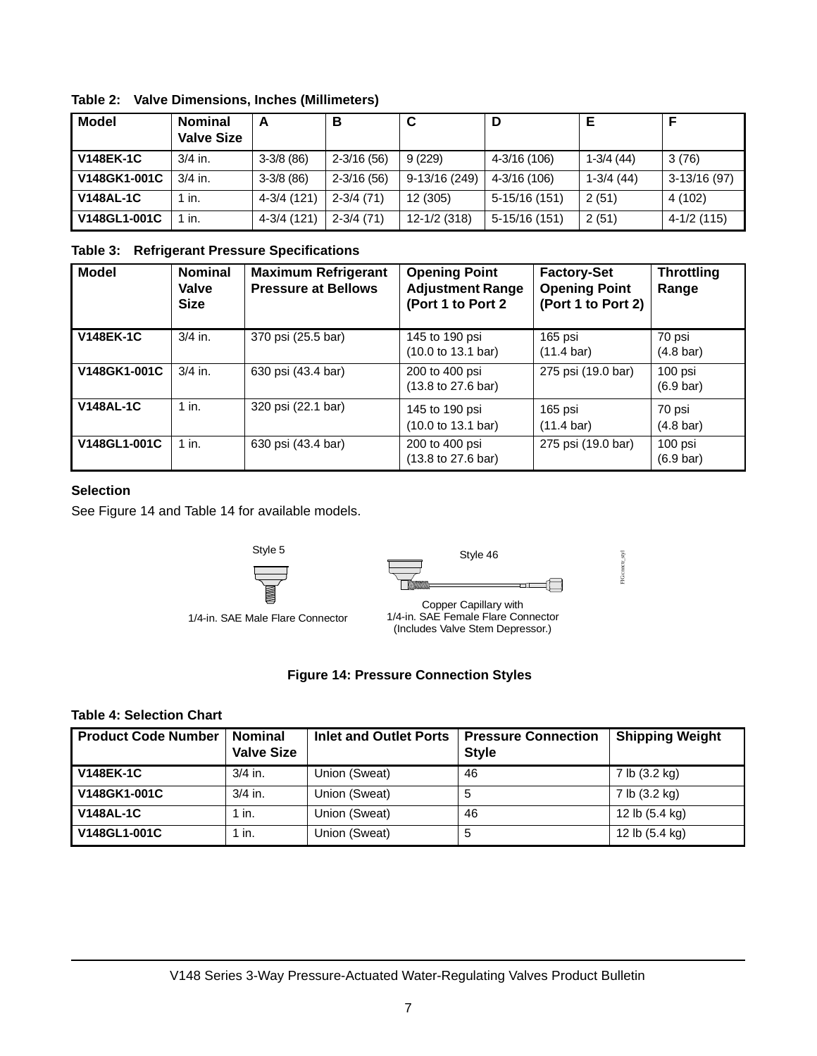**Table 2: Valve Dimensions, Inches (Millimeters)**

| Model | Nominal Valve Size | A | B | C | D | E | F |
|---|---|---|---|---|---|---|---|
| **V148EK-1C** | 3/4 in. | 3-3/8 (86) | 2-3/16 (56) | 9 (229) | 4-3/16 (106) | 1-3/4 (44) | 3 (76) |
| **V148GK1-001C** | 3/4 in. | 3-3/8 (86) | 2-3/16 (56) | 9-13/16 (249) | 4-3/16 (106) | 1-3/4 (44) | 3-13/16 (97) |
| **V148AL-1C** | 1 in. | 4-3/4 (121) | 2-3/4 (71) | 12 (305) | 5-15/16 (151) | 2 (51) | 4 (102) |
| **V148GL1-001C** | 1 in. | 4-3/4 (121) | 2-3/4 (71) | 12-1/2 (318) | 5-15/16 (151) | 2 (51) | 4-1/2 (115) |

**Table 3: Refrigerant Pressure Specifications**

| Model | Nominal Valve Size | Maximum Refrigerant Pressure at Bellows | Opening Point Adjustment Range (Port 1 to Port 2 | Factory-Set Opening Point (Port 1 to Port 2) | Throttling Range |
|---|---|---|---|---|---|
| **V148EK-1C** | 3/4 in. | 370 psi (25.5 bar) | 145 to 190 psi (10.0 to 13.1 bar) | 165 psi (11.4 bar) | 70 psi (4.8 bar) |
| **V148GK1-001C** | 3/4 in. | 630 psi (43.4 bar) | 200 to 400 psi (13.8 to 27.6 bar) | 275 psi (19.0 bar) | 100 psi (6.9 bar) |
| **V148AL-1C** | 1 in. | 320 psi (22.1 bar) | 145 to 190 psi (10.0 to 13.1 bar) | 165 psi (11.4 bar) | 70 psi (4.8 bar) |
| **V148GL1-001C** | 1 in. | 630 psi (43.4 bar) | 200 to 400 psi (13.8 to 27.6 bar) | 275 psi (19.0 bar) | 100 psi (6.9 bar) |

### Selection

See Figure 14 and Table 14 for available models.

Style 5

1/4-in. SAE Male Flare Connector

Style 46

Copper Capillary with 1/4-in. SAE Female Flare Connector (Includes Valve Stem Depressor.)

**Figure 14: Pressure Connection Styles**

**Table 4: Selection Chart**

| Product Code Number | Nominal Valve Size | Inlet and Outlet Ports | Pressure Connection Style | Shipping Weight |
|---|---|---|---|---|
| **V148EK-1C** | 3/4 in. | Union (Sweat) | 46 | 7 lb (3.2 kg) |
| **V148GK1-001C** | 3/4 in. | Union (Sweat) | 5 | 7 lb (3.2 kg) |
| **V148AL-1C** | 1 in. | Union (Sweat) | 46 | 12 lb (5.4 kg) |
| **V148GL1-001C** | 1 in. | Union (Sweat) | 5 | 12 lb (5.4 kg) |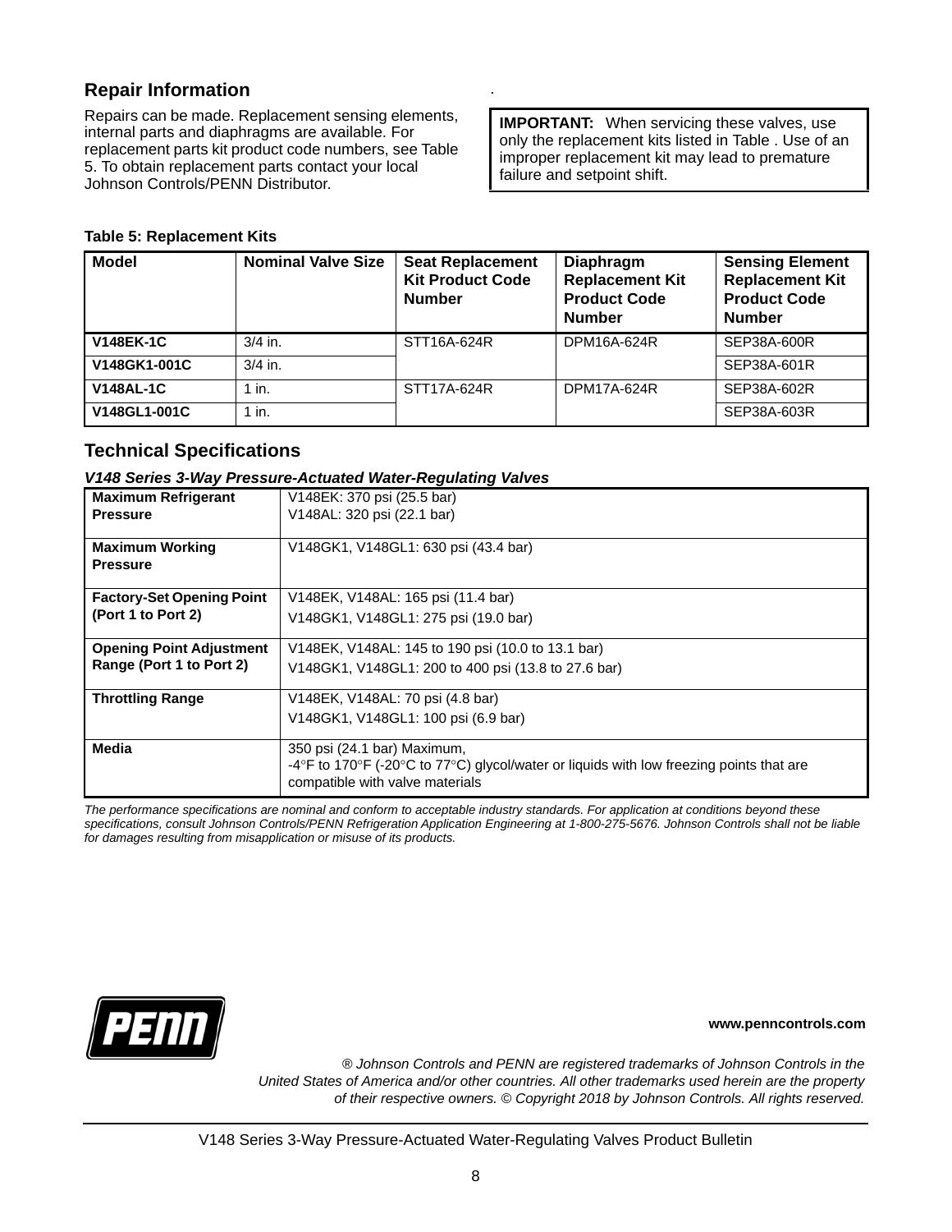## Repair Information

Repairs can be made. Replacement sensing elements, internal parts and diaphragms are available. For replacement parts kit product code numbers, see Table 5. To obtain replacement parts contact your local Johnson Controls/PENN Distributor.

**IMPORTANT:** When servicing these valves, use only the replacement kits listed in Table . Use of an improper replacement kit may lead to premature failure and setpoint shift.

**Table 5: Replacement Kits**

| Model | Nominal Valve Size | Seat Replacement Kit Product Code Number | Diaphragm Replacement Kit Product Code Number | Sensing Element Replacement Kit Product Code Number |
|---|---|---|---|---|
| **V148EK-1C** | 3/4 in. | STT16A-624R | DPM16A-624R | SEP38A-600R |
| **V148GK1-001C** | 3/4 in. | | | SEP38A-601R |
| **V148AL-1C** | 1 in. | STT17A-624R | DPM17A-624R | SEP38A-602R |
| **V148GL1-001C** | 1 in. | | | SEP38A-603R |

## Technical Specifications

***V148 Series 3-Way Pressure-Actuated Water-Regulating Valves***

| | |
|---|---|
| **Maximum Refrigerant Pressure** | V148EK: 370 psi (25.5 bar)<br>V148AL: 320 psi (22.1 bar) |
| **Maximum Working Pressure** | V148GK1, V148GL1: 630 psi (43.4 bar) |
| **Factory-Set Opening Point (Port 1 to Port 2)** | V148EK, V148AL: 165 psi (11.4 bar)<br>V148GK1, V148GL1: 275 psi (19.0 bar) |
| **Opening Point Adjustment Range (Port 1 to Port 2)** | V148EK, V148AL: 145 to 190 psi (10.0 to 13.1 bar)<br>V148GK1, V148GL1: 200 to 400 psi (13.8 to 27.6 bar) |
| **Throttling Range** | V148EK, V148AL: 70 psi (4.8 bar)<br>V148GK1, V148GL1: 100 psi (6.9 bar) |
| **Media** | 350 psi (24.1 bar) Maximum,<br>-4°F to 170°F (-20°C to 77°C) glycol/water or liquids with low freezing points that are compatible with valve materials |

*The performance specifications are nominal and conform to acceptable industry standards. For application at conditions beyond these specifications, consult Johnson Controls/PENN Refrigeration Application Engineering at 1-800-275-5676. Johnson Controls shall not be liable for damages resulting from misapplication or misuse of its products.*

PENN

**www.penncontrols.com**

*® Johnson Controls and PENN are registered trademarks of Johnson Controls in the United States of America and/or other countries. All other trademarks used herein are the property of their respective owners. © Copyright 2018 by Johnson Controls. All rights reserved.*